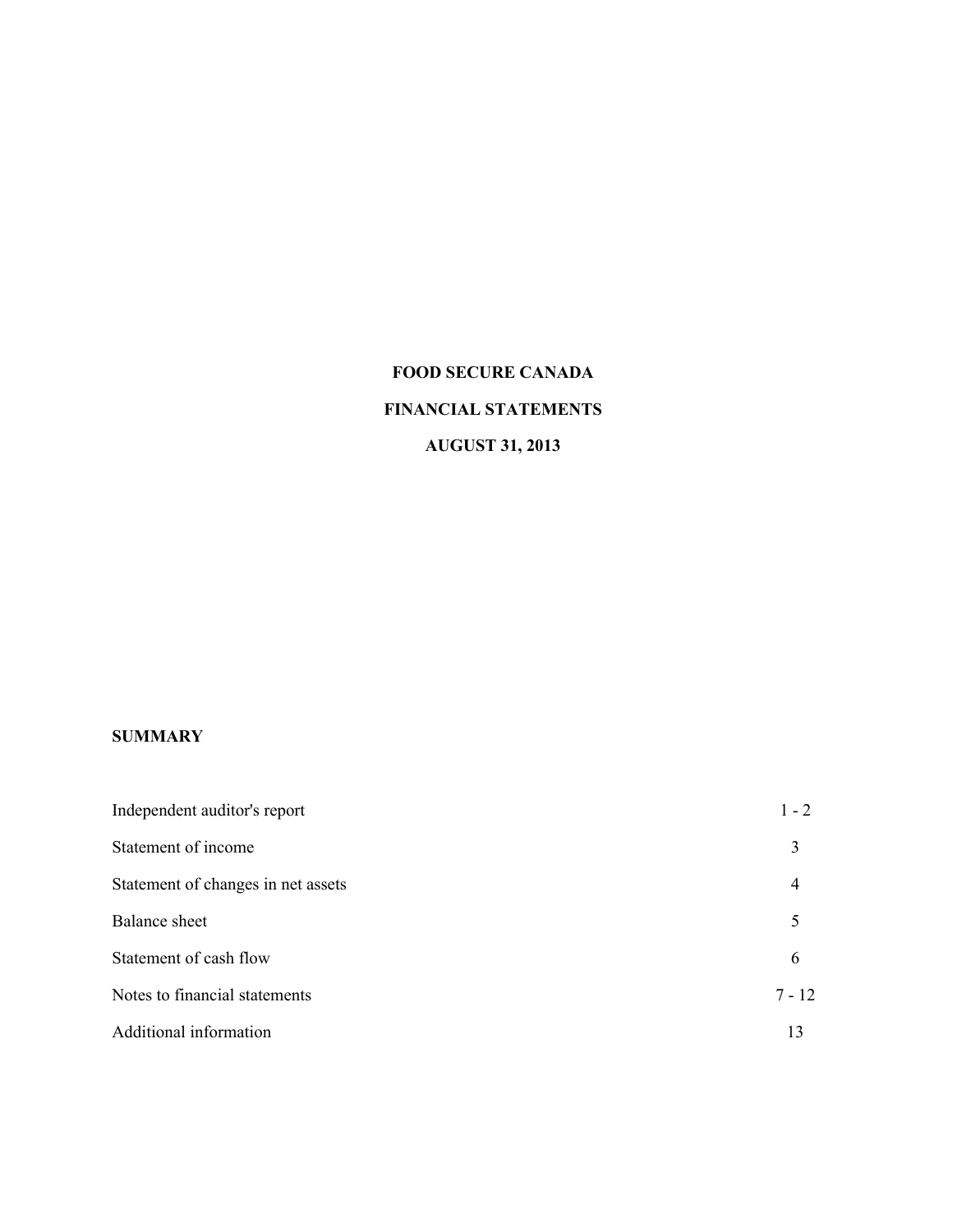# FOOD SECURE CANADA

## FINANCIAL STATEMENTS

## AUGUST 31, 2013

**SUMMARY**

| | |
|---|---|
| Independent auditor's report | 1 - 2 |
| Statement of income | 3 |
| Statement of changes in net assets | 4 |
| Balance sheet | 5 |
| Statement of cash flow | 6 |
| Notes to financial statements | 7 - 12 |
| Additional information | 13 |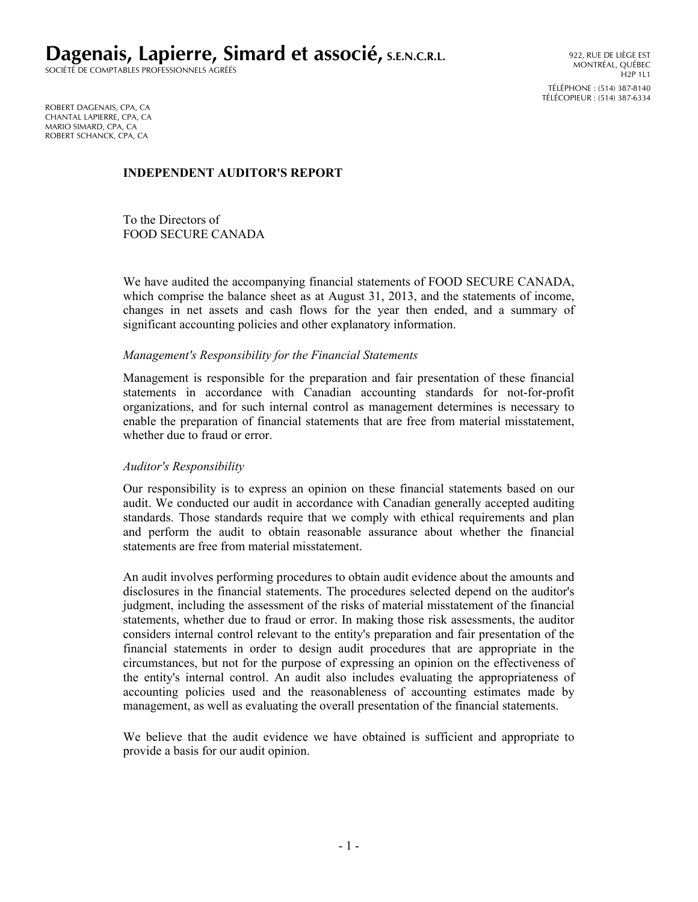# Dagenais, Lapierre, Simard et associé, S.E.N.C.R.L.

SOCIÉTÉ DE COMPTABLES PROFESSIONNELS AGRÉÉS

922, RUE DE LIÈGE EST
MONTRÉAL, QUÉBEC
H2P 1L1

TÉLÉPHONE : (514) 387-8140
TÉLÉCOPIEUR : (514) 387-6334

ROBERT DAGENAIS, CPA, CA
CHANTAL LAPIERRE, CPA, CA
MARIO SIMARD, CPA, CA
ROBERT SCHANCK, CPA, CA

## INDEPENDENT AUDITOR'S REPORT

To the Directors of
FOOD SECURE CANADA

We have audited the accompanying financial statements of FOOD SECURE CANADA, which comprise the balance sheet as at August 31, 2013, and the statements of income, changes in net assets and cash flows for the year then ended, and a summary of significant accounting policies and other explanatory information.

*Management's Responsibility for the Financial Statements*

Management is responsible for the preparation and fair presentation of these financial statements in accordance with Canadian accounting standards for not-for-profit organizations, and for such internal control as management determines is necessary to enable the preparation of financial statements that are free from material misstatement, whether due to fraud or error.

*Auditor's Responsibility*

Our responsibility is to express an opinion on these financial statements based on our audit. We conducted our audit in accordance with Canadian generally accepted auditing standards. Those standards require that we comply with ethical requirements and plan and perform the audit to obtain reasonable assurance about whether the financial statements are free from material misstatement.

An audit involves performing procedures to obtain audit evidence about the amounts and disclosures in the financial statements. The procedures selected depend on the auditor's judgment, including the assessment of the risks of material misstatement of the financial statements, whether due to fraud or error. In making those risk assessments, the auditor considers internal control relevant to the entity's preparation and fair presentation of the financial statements in order to design audit procedures that are appropriate in the circumstances, but not for the purpose of expressing an opinion on the effectiveness of the entity's internal control. An audit also includes evaluating the appropriateness of accounting policies used and the reasonableness of accounting estimates made by management, as well as evaluating the overall presentation of the financial statements.

We believe that the audit evidence we have obtained is sufficient and appropriate to provide a basis for our audit opinion.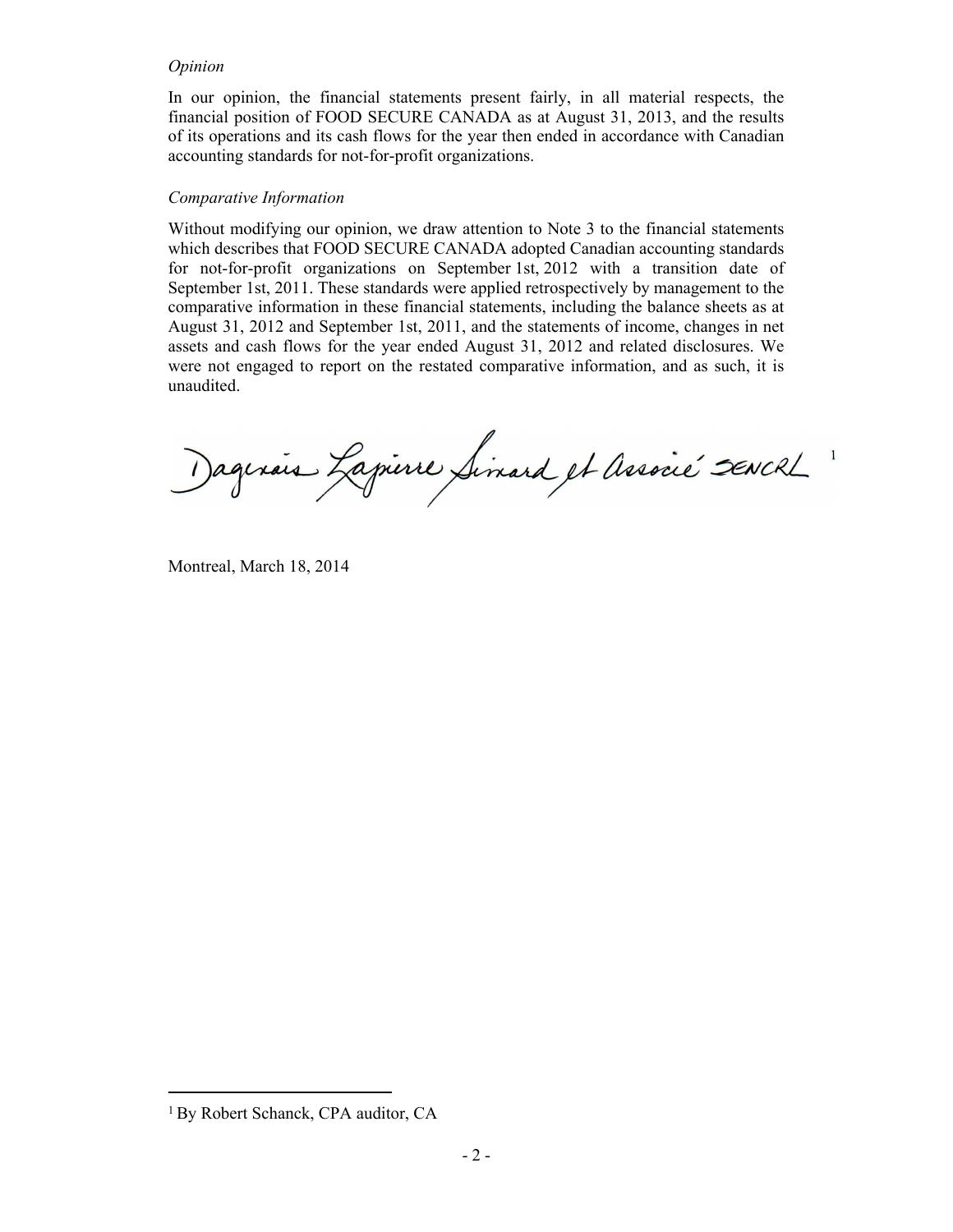*Opinion*

In our opinion, the financial statements present fairly, in all material respects, the financial position of FOOD SECURE CANADA as at August 31, 2013, and the results of its operations and its cash flows for the year then ended in accordance with Canadian accounting standards for not-for-profit organizations.

*Comparative Information*

Without modifying our opinion, we draw attention to Note 3 to the financial statements which describes that FOOD SECURE CANADA adopted Canadian accounting standards for not-for-profit organizations on September 1st, 2012 with a transition date of September 1st, 2011. These standards were applied retrospectively by management to the comparative information in these financial statements, including the balance sheets as at August 31, 2012 and September 1st, 2011, and the statements of income, changes in net assets and cash flows for the year ended August 31, 2012 and related disclosures. We were not engaged to report on the restated comparative information, and as such, it is unaudited.

Dagenais Lapierre Simard et Associé SENCRL [1]

Montreal, March 18, 2014

[1] By Robert Schanck, CPA auditor, CA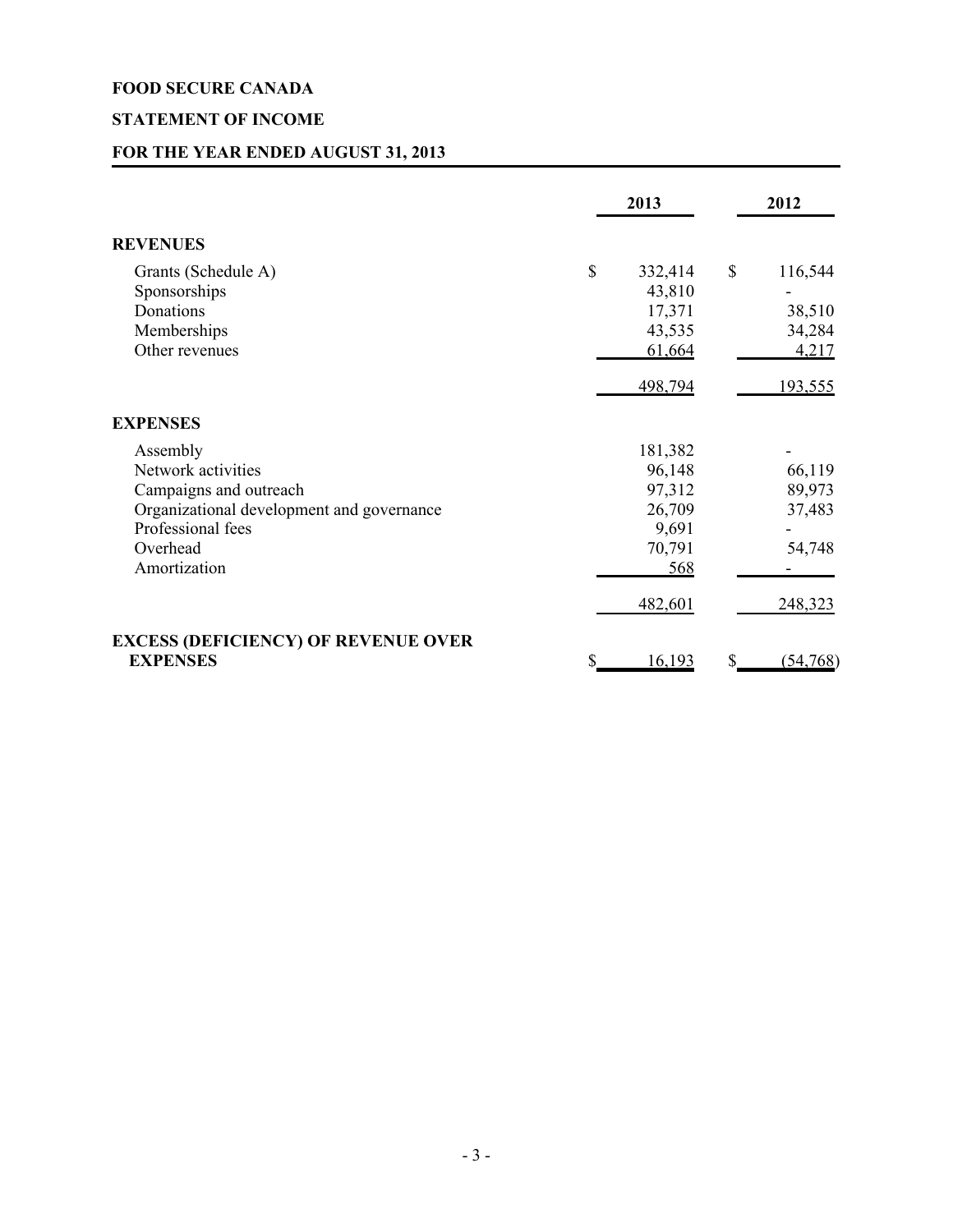**FOOD SECURE CANADA**

**STATEMENT OF INCOME**

**FOR THE YEAR ENDED AUGUST 31, 2013**

| | 2013 | 2012 |
|---|---|---|
| **REVENUES** | | |
| Grants (Schedule A) | $ 332,414 | $ 116,544 |
| Sponsorships | 43,810 | - |
| Donations | 17,371 | 38,510 |
| Memberships | 43,535 | 34,284 |
| Other revenues | 61,664 | 4,217 |
| | 498,794 | 193,555 |
| **EXPENSES** | | |
| Assembly | 181,382 | - |
| Network activities | 96,148 | 66,119 |
| Campaigns and outreach | 97,312 | 89,973 |
| Organizational development and governance | 26,709 | 37,483 |
| Professional fees | 9,691 | - |
| Overhead | 70,791 | 54,748 |
| Amortization | 568 | - |
| | 482,601 | 248,323 |
| **EXCESS (DEFICIENCY) OF REVENUE OVER EXPENSES** | $ 16,193 | $ (54,768) |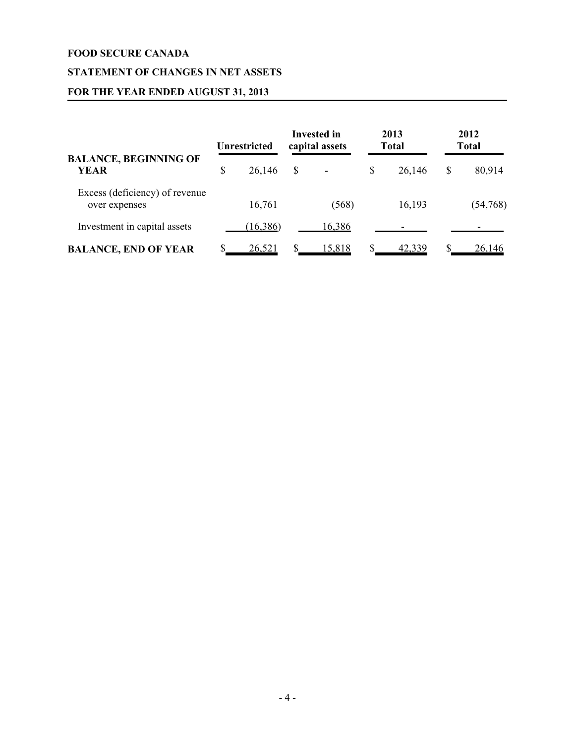**FOOD SECURE CANADA**

**STATEMENT OF CHANGES IN NET ASSETS**

**FOR THE YEAR ENDED AUGUST 31, 2013**

| | Unrestricted | Invested in capital assets | 2013 Total | 2012 Total |
|---|---|---|---|---|
| **BALANCE, BEGINNING OF YEAR** | $ 26,146 | $ - | $ 26,146 | $ 80,914 |
| Excess (deficiency) of revenue over expenses | 16,761 | (568) | 16,193 | (54,768) |
| Investment in capital assets | (16,386) | 16,386 | - | - |
| **BALANCE, END OF YEAR** | $ 26,521 | $ 15,818 | $ 42,339 | $ 26,146 |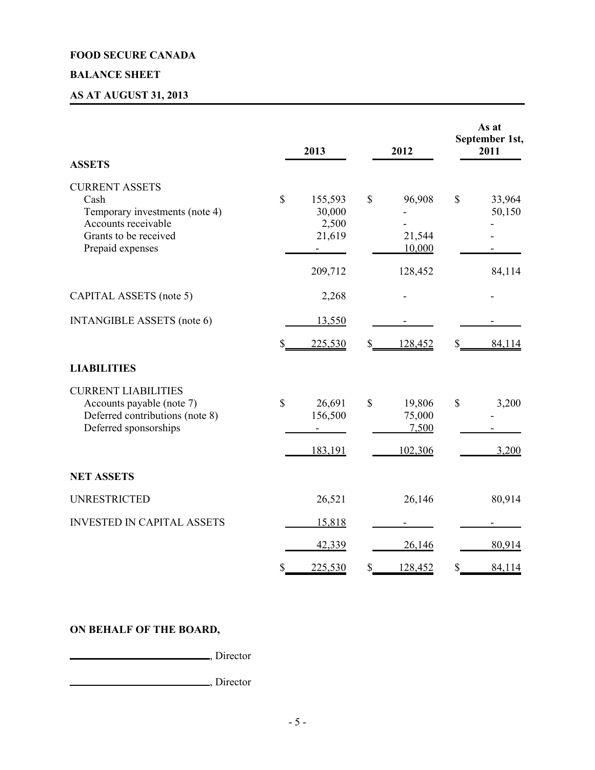**FOOD SECURE CANADA**

**BALANCE SHEET**

**AS AT AUGUST 31, 2013**

| | 2013 | 2012 | As at September 1st, 2011 |
|---|---|---|---|
| **ASSETS** | | | |
| CURRENT ASSETS | | | |
| Cash | $ 155,593 | $ 96,908 | $ 33,964 |
| Temporary investments (note 4) | 30,000 | - | 50,150 |
| Accounts receivable | 2,500 | - | - |
| Grants to be received | 21,619 | 21,544 | - |
| Prepaid expenses | - | 10,000 | - |
| | 209,712 | 128,452 | 84,114 |
| CAPITAL ASSETS (note 5) | 2,268 | - | - |
| INTANGIBLE ASSETS (note 6) | 13,550 | - | - |
| | $ 225,530 | $ 128,452 | $ 84,114 |
| **LIABILITIES** | | | |
| CURRENT LIABILITIES | | | |
| Accounts payable (note 7) | $ 26,691 | $ 19,806 | $ 3,200 |
| Deferred contributions (note 8) | 156,500 | 75,000 | - |
| Deferred sponsorships | - | 7,500 | - |
| | 183,191 | 102,306 | 3,200 |
| **NET ASSETS** | | | |
| UNRESTRICTED | 26,521 | 26,146 | 80,914 |
| INVESTED IN CAPITAL ASSETS | 15,818 | - | - |
| | 42,339 | 26,146 | 80,914 |
| | $ 225,530 | $ 128,452 | $ 84,114 |

**ON BEHALF OF THE BOARD,**

\_\_\_\_\_\_\_\_\_\_\_\_\_\_\_\_\_\_\_\_\_\_\_\_\_\_\_, Director

\_\_\_\_\_\_\_\_\_\_\_\_\_\_\_\_\_\_\_\_\_\_\_\_\_\_\_, Director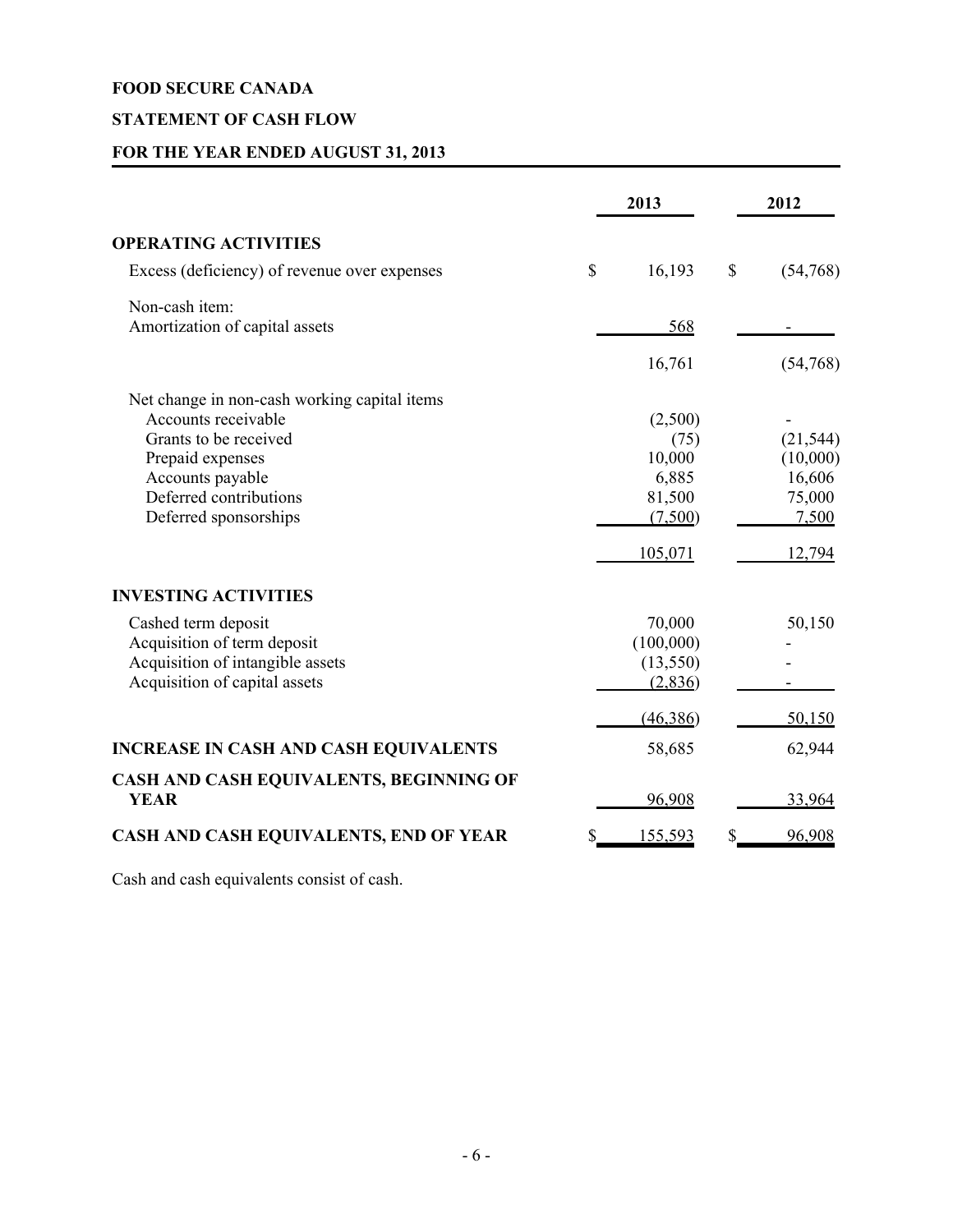**FOOD SECURE CANADA**

**STATEMENT OF CASH FLOW**

**FOR THE YEAR ENDED AUGUST 31, 2013**

| | 2013 | 2012 |
|---|---|---|
| **OPERATING ACTIVITIES** | | |
| Excess (deficiency) of revenue over expenses | $ 16,193 | $ (54,768) |
| Non-cash item: | | |
| Amortization of capital assets | 568 | - |
| | 16,761 | (54,768) |
| Net change in non-cash working capital items | | |
| Accounts receivable | (2,500) | - |
| Grants to be received | (75) | (21,544) |
| Prepaid expenses | 10,000 | (10,000) |
| Accounts payable | 6,885 | 16,606 |
| Deferred contributions | 81,500 | 75,000 |
| Deferred sponsorships | (7,500) | 7,500 |
| | 105,071 | 12,794 |
| **INVESTING ACTIVITIES** | | |
| Cashed term deposit | 70,000 | 50,150 |
| Acquisition of term deposit | (100,000) | - |
| Acquisition of intangible assets | (13,550) | - |
| Acquisition of capital assets | (2,836) | - |
| | (46,386) | 50,150 |
| **INCREASE IN CASH AND CASH EQUIVALENTS** | 58,685 | 62,944 |
| **CASH AND CASH EQUIVALENTS, BEGINNING OF YEAR** | 96,908 | 33,964 |
| **CASH AND CASH EQUIVALENTS, END OF YEAR** | $ 155,593 | $ 96,908 |

Cash and cash equivalents consist of cash.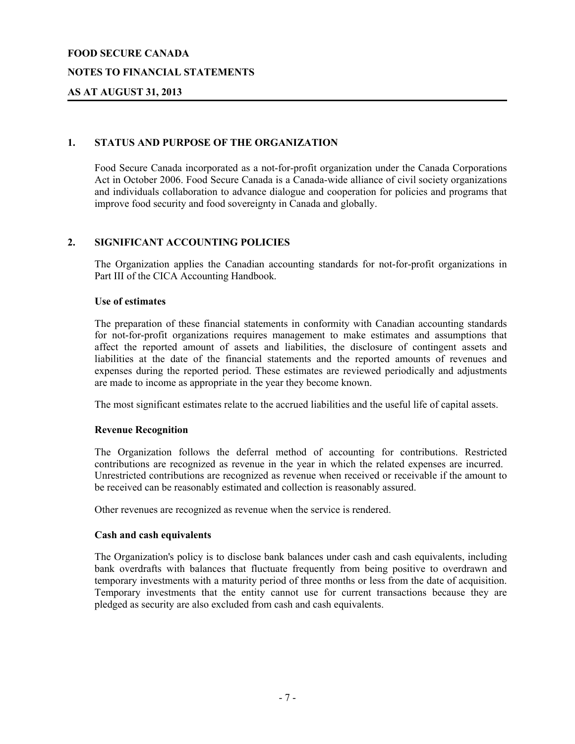**FOOD SECURE CANADA**

**NOTES TO FINANCIAL STATEMENTS**

**AS AT AUGUST 31, 2013**

## 1. STATUS AND PURPOSE OF THE ORGANIZATION

Food Secure Canada incorporated as a not-for-profit organization under the Canada Corporations Act in October 2006. Food Secure Canada is a Canada-wide alliance of civil society organizations and individuals collaboration to advance dialogue and cooperation for policies and programs that improve food security and food sovereignty in Canada and globally.

## 2. SIGNIFICANT ACCOUNTING POLICIES

The Organization applies the Canadian accounting standards for not-for-profit organizations in Part III of the CICA Accounting Handbook.

### Use of estimates

The preparation of these financial statements in conformity with Canadian accounting standards for not-for-profit organizations requires management to make estimates and assumptions that affect the reported amount of assets and liabilities, the disclosure of contingent assets and liabilities at the date of the financial statements and the reported amounts of revenues and expenses during the reported period. These estimates are reviewed periodically and adjustments are made to income as appropriate in the year they become known.

The most significant estimates relate to the accrued liabilities and the useful life of capital assets.

### Revenue Recognition

The Organization follows the deferral method of accounting for contributions. Restricted contributions are recognized as revenue in the year in which the related expenses are incurred. Unrestricted contributions are recognized as revenue when received or receivable if the amount to be received can be reasonably estimated and collection is reasonably assured.

Other revenues are recognized as revenue when the service is rendered.

### Cash and cash equivalents

The Organization's policy is to disclose bank balances under cash and cash equivalents, including bank overdrafts with balances that fluctuate frequently from being positive to overdrawn and temporary investments with a maturity period of three months or less from the date of acquisition. Temporary investments that the entity cannot use for current transactions because they are pledged as security are also excluded from cash and cash equivalents.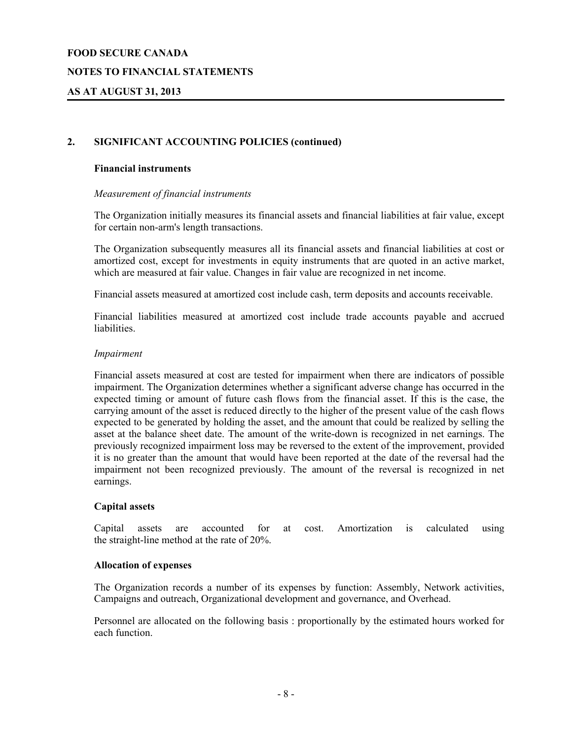## 2. SIGNIFICANT ACCOUNTING POLICIES (continued)

### Financial instruments

*Measurement of financial instruments*

The Organization initially measures its financial assets and financial liabilities at fair value, except for certain non-arm's length transactions.

The Organization subsequently measures all its financial assets and financial liabilities at cost or amortized cost, except for investments in equity instruments that are quoted in an active market, which are measured at fair value. Changes in fair value are recognized in net income.

Financial assets measured at amortized cost include cash, term deposits and accounts receivable.

Financial liabilities measured at amortized cost include trade accounts payable and accrued liabilities.

*Impairment*

Financial assets measured at cost are tested for impairment when there are indicators of possible impairment. The Organization determines whether a significant adverse change has occurred in the expected timing or amount of future cash flows from the financial asset. If this is the case, the carrying amount of the asset is reduced directly to the higher of the present value of the cash flows expected to be generated by holding the asset, and the amount that could be realized by selling the asset at the balance sheet date. The amount of the write-down is recognized in net earnings. The previously recognized impairment loss may be reversed to the extent of the improvement, provided it is no greater than the amount that would have been reported at the date of the reversal had the impairment not been recognized previously. The amount of the reversal is recognized in net earnings.

### Capital assets

Capital assets are accounted for at cost. Amortization is calculated using the straight-line method at the rate of 20%.

### Allocation of expenses

The Organization records a number of its expenses by function: Assembly, Network activities, Campaigns and outreach, Organizational development and governance, and Overhead.

Personnel are allocated on the following basis : proportionally by the estimated hours worked for each function.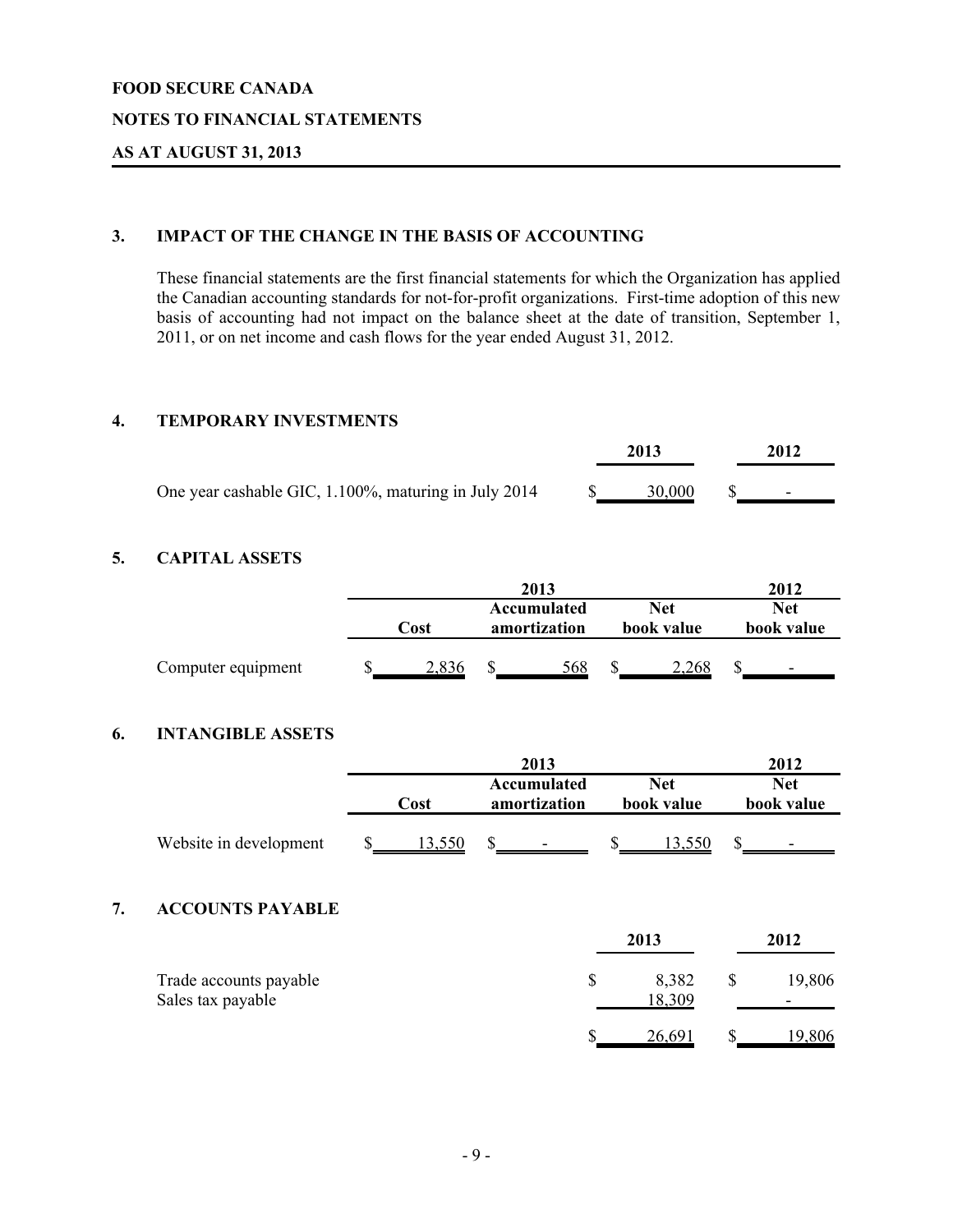**FOOD SECURE CANADA**

**NOTES TO FINANCIAL STATEMENTS**

**AS AT AUGUST 31, 2013**

## 3. IMPACT OF THE CHANGE IN THE BASIS OF ACCOUNTING

These financial statements are the first financial statements for which the Organization has applied the Canadian accounting standards for not-for-profit organizations. First-time adoption of this new basis of accounting had not impact on the balance sheet at the date of transition, September 1, 2011, or on net income and cash flows for the year ended August 31, 2012.

## 4. TEMPORARY INVESTMENTS

| | 2013 | 2012 |
|---|---|---|
| One year cashable GIC, 1.100%, maturing in July 2014 | $ 30,000 | $ - |

## 5. CAPITAL ASSETS

| | 2013 | | | 2012 |
|---|---|---|---|---|
| | Cost | Accumulated amortization | Net book value | Net book value |
| Computer equipment | $ 2,836 | $ 568 | $ 2,268 | $ - |

## 6. INTANGIBLE ASSETS

| | 2013 | | | 2012 |
|---|---|---|---|---|
| | Cost | Accumulated amortization | Net book value | Net book value |
| Website in development | $ 13,550 | $ - | $ 13,550 | $ - |

## 7. ACCOUNTS PAYABLE

| | 2013 | 2012 |
|---|---|---|
| Trade accounts payable | $ 8,382 | $ 19,806 |
| Sales tax payable | 18,309 | - |
| | $ 26,691 | $ 19,806 |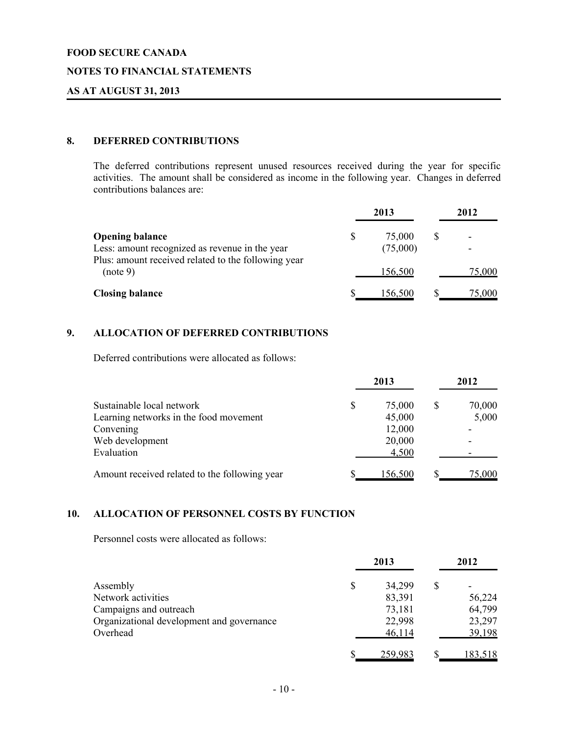**FOOD SECURE CANADA**

**NOTES TO FINANCIAL STATEMENTS**

**AS AT AUGUST 31, 2013**

## 8. DEFERRED CONTRIBUTIONS

The deferred contributions represent unused resources received during the year for specific activities. The amount shall be considered as income in the following year. Changes in deferred contributions balances are:

| | 2013 | 2012 |
|---|---|---|
| **Opening balance** | $ 75,000 | $ - |
| Less: amount recognized as revenue in the year | (75,000) | - |
| Plus: amount received related to the following year (note 9) | 156,500 | 75,000 |
| **Closing balance** | $ 156,500 | $ 75,000 |

## 9. ALLOCATION OF DEFERRED CONTRIBUTIONS

Deferred contributions were allocated as follows:

| | 2013 | 2012 |
|---|---|---|
| Sustainable local network | $ 75,000 | $ 70,000 |
| Learning networks in the food movement | 45,000 | 5,000 |
| Convening | 12,000 | - |
| Web development | 20,000 | - |
| Evaluation | 4,500 | - |
| Amount received related to the following year | $ 156,500 | $ 75,000 |

## 10. ALLOCATION OF PERSONNEL COSTS BY FUNCTION

Personnel costs were allocated as follows:

| | 2013 | 2012 |
|---|---|---|
| Assembly | $ 34,299 | $ - |
| Network activities | 83,391 | 56,224 |
| Campaigns and outreach | 73,181 | 64,799 |
| Organizational development and governance | 22,998 | 23,297 |
| Overhead | 46,114 | 39,198 |
| | $ 259,983 | $ 183,518 |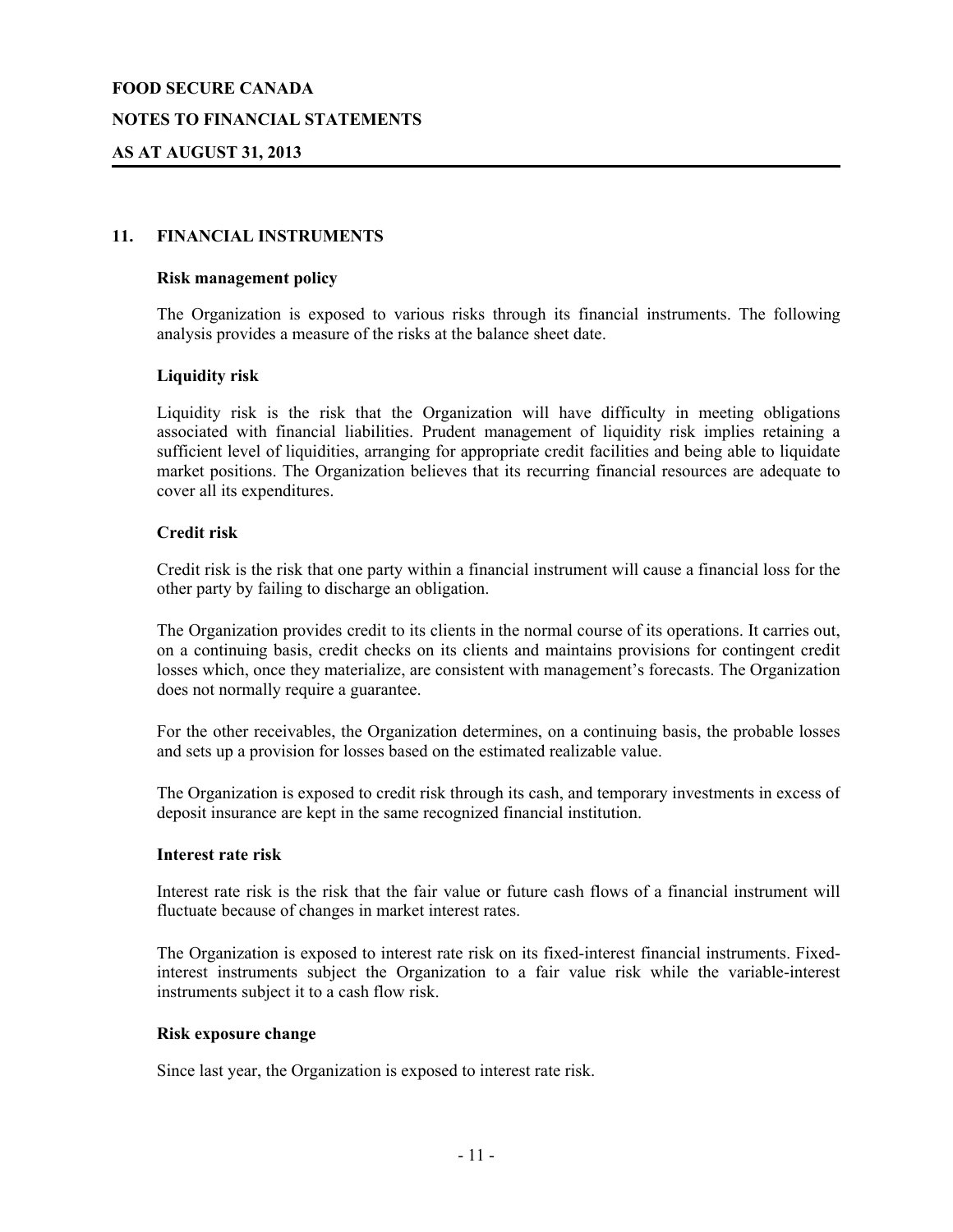## 11. FINANCIAL INSTRUMENTS

### Risk management policy

The Organization is exposed to various risks through its financial instruments. The following analysis provides a measure of the risks at the balance sheet date.

### Liquidity risk

Liquidity risk is the risk that the Organization will have difficulty in meeting obligations associated with financial liabilities. Prudent management of liquidity risk implies retaining a sufficient level of liquidities, arranging for appropriate credit facilities and being able to liquidate market positions. The Organization believes that its recurring financial resources are adequate to cover all its expenditures.

### Credit risk

Credit risk is the risk that one party within a financial instrument will cause a financial loss for the other party by failing to discharge an obligation.

The Organization provides credit to its clients in the normal course of its operations. It carries out, on a continuing basis, credit checks on its clients and maintains provisions for contingent credit losses which, once they materialize, are consistent with management's forecasts. The Organization does not normally require a guarantee.

For the other receivables, the Organization determines, on a continuing basis, the probable losses and sets up a provision for losses based on the estimated realizable value.

The Organization is exposed to credit risk through its cash, and temporary investments in excess of deposit insurance are kept in the same recognized financial institution.

### Interest rate risk

Interest rate risk is the risk that the fair value or future cash flows of a financial instrument will fluctuate because of changes in market interest rates.

The Organization is exposed to interest rate risk on its fixed-interest financial instruments. Fixed-interest instruments subject the Organization to a fair value risk while the variable-interest instruments subject it to a cash flow risk.

### Risk exposure change

Since last year, the Organization is exposed to interest rate risk.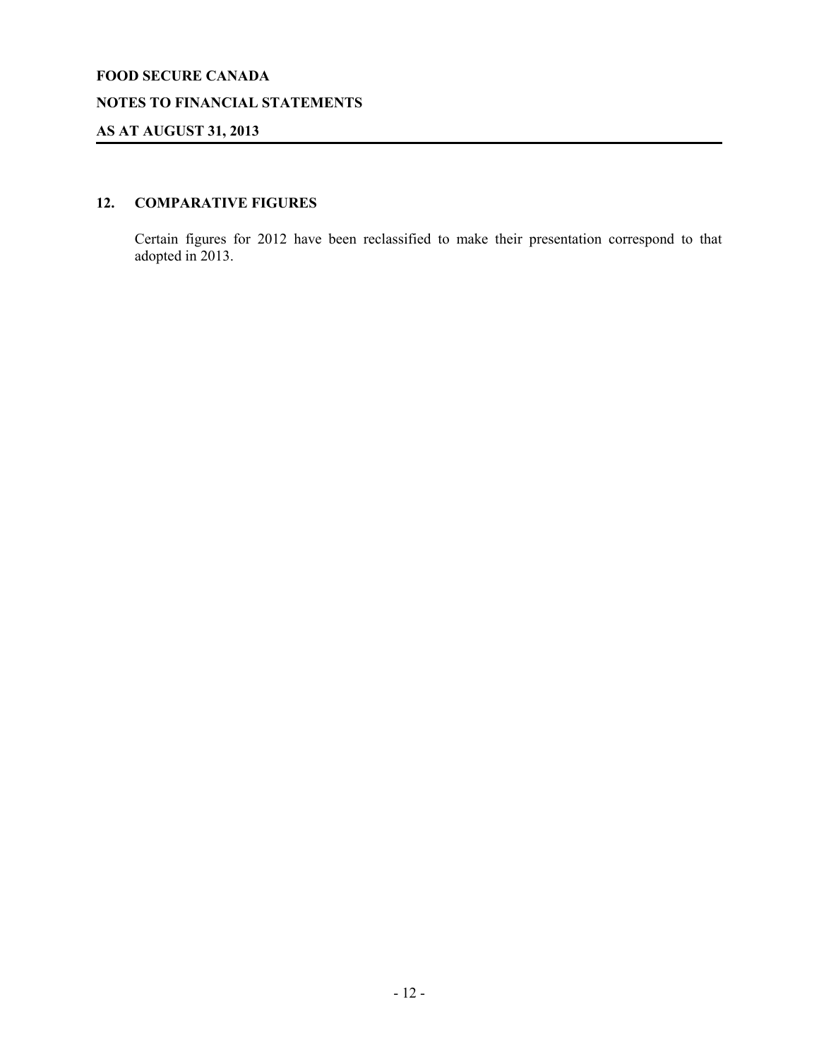## 12. COMPARATIVE FIGURES

Certain figures for 2012 have been reclassified to make their presentation correspond to that adopted in 2013.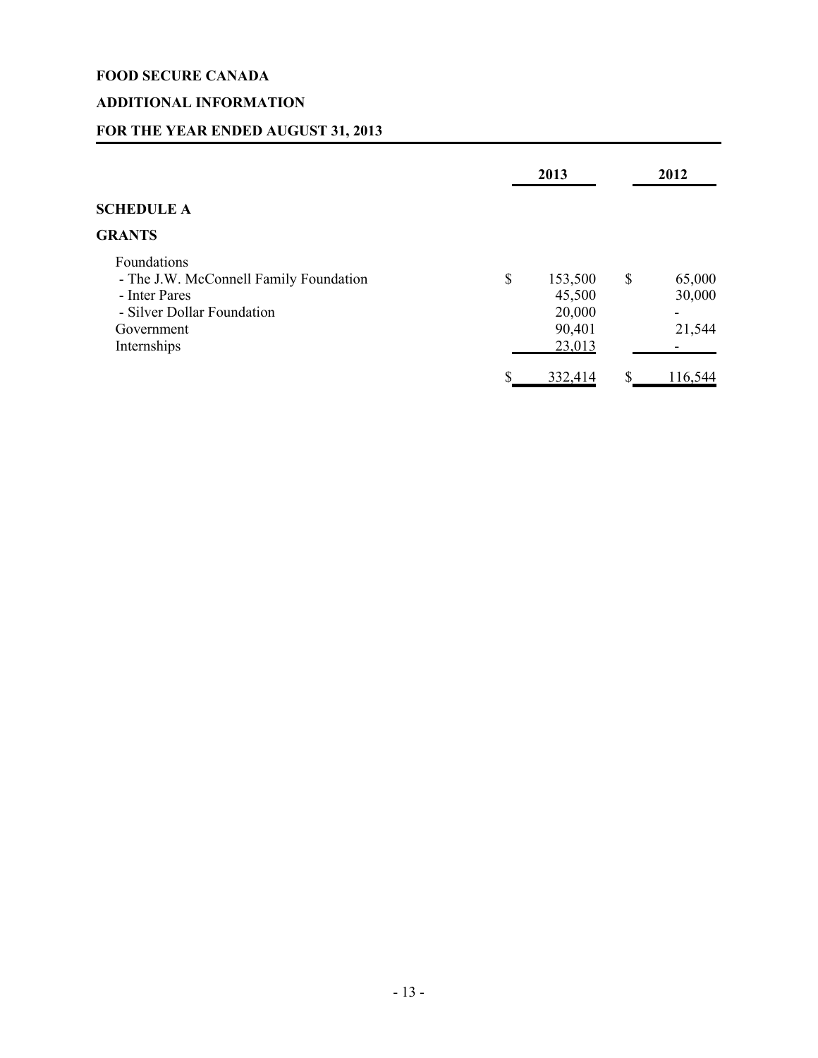**FOOD SECURE CANADA**

**ADDITIONAL INFORMATION**

**FOR THE YEAR ENDED AUGUST 31, 2013**

| | 2013 | 2012 |
|---|---|---|
| **SCHEDULE A** | | |
| **GRANTS** | | |
| Foundations | | |
| - The J.W. McConnell Family Foundation | $ 153,500 | $ 65,000 |
| - Inter Pares | 45,500 | 30,000 |
| - Silver Dollar Foundation | 20,000 | - |
| Government | 90,401 | 21,544 |
| Internships | 23,013 | - |
| | $ 332,414 | $ 116,544 |